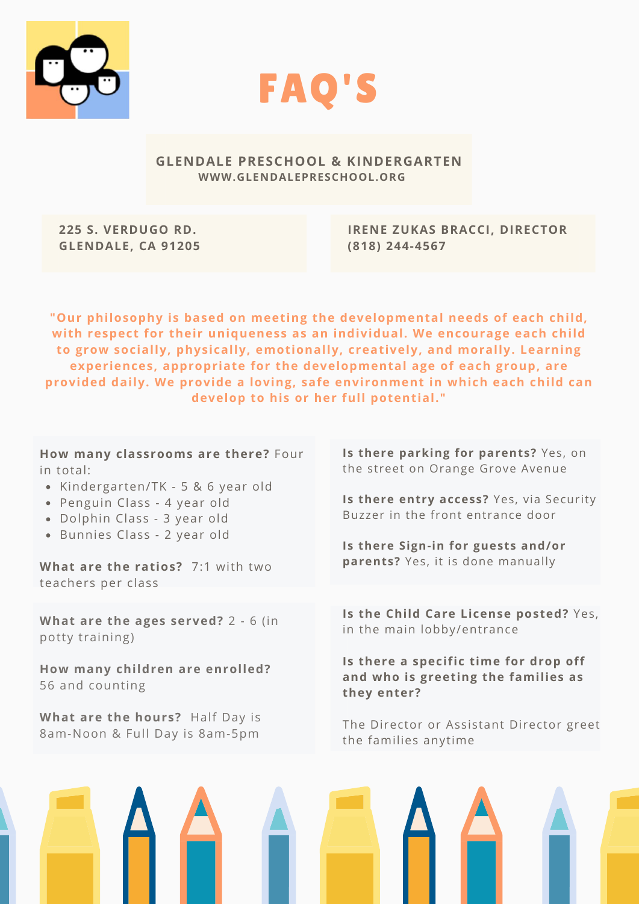# FAQ'S

**GLENDALE PRESCHOOL & KINDERGARTEN**
**WWW.GLENDALEPRESCHOOL.ORG**

**225 S. VERDUGO RD.**
**GLENDALE, CA 91205**

**IRENE ZUKAS BRACCI, DIRECTOR**
**(818) 244-4567**

**"Our philosophy is based on meeting the developmental needs of each child, with respect for their uniqueness as an individual. We encourage each child to grow socially, physically, emotionally, creatively, and morally. Learning experiences, appropriate for the developmental age of each group, are provided daily. We provide a loving, safe environment in which each child can develop to his or her full potential."**

**How many classrooms are there?** Four in total:

- Kindergarten/TK - 5 & 6 year old
- Penguin Class - 4 year old
- Dolphin Class - 3 year old
- Bunnies Class - 2 year old

**What are the ratios?** 7:1 with two teachers per class

**What are the ages served?** 2 - 6 (in potty training)

**How many children are enrolled?** 56 and counting

**What are the hours?** Half Day is 8am-Noon & Full Day is 8am-5pm

**Is there parking for parents?** Yes, on the street on Orange Grove Avenue

**Is there entry access?** Yes, via Security Buzzer in the front entrance door

**Is there Sign-in for guests and/or parents?** Yes, it is done manually

**Is the Child Care License posted?** Yes, in the main lobby/entrance

**Is there a specific time for drop off and who is greeting the families as they enter?**

The Director or Assistant Director greet the families anytime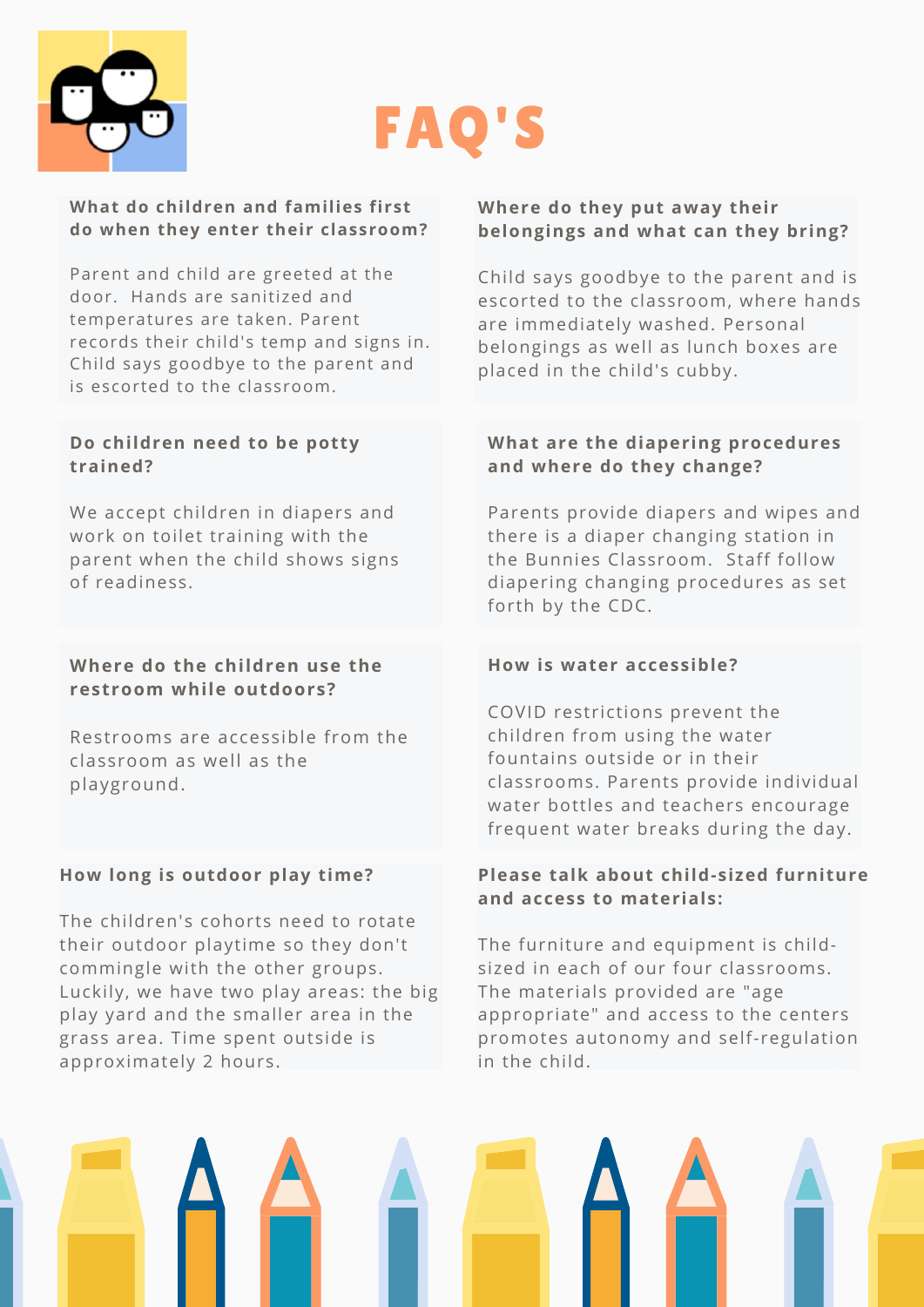# FAQ'S

### What do children and families first do when they enter their classroom?

Parent and child are greeted at the door. Hands are sanitized and temperatures are taken. Parent records their child's temp and signs in. Child says goodbye to the parent and is escorted to the classroom.

### Where do they put away their belongings and what can they bring?

Child says goodbye to the parent and is escorted to the classroom, where hands are immediately washed. Personal belongings as well as lunch boxes are placed in the child's cubby.

### Do children need to be potty trained?

We accept children in diapers and work on toilet training with the parent when the child shows signs of readiness.

### What are the diapering procedures and where do they change?

Parents provide diapers and wipes and there is a diaper changing station in the Bunnies Classroom. Staff follow diapering changing procedures as set forth by the CDC.

### Where do the children use the restroom while outdoors?

Restrooms are accessible from the classroom as well as the playground.

### How is water accessible?

COVID restrictions prevent the children from using the water fountains outside or in their classrooms. Parents provide individual water bottles and teachers encourage frequent water breaks during the day.

### How long is outdoor play time?

The children's cohorts need to rotate their outdoor playtime so they don't commingle with the other groups. Luckily, we have two play areas: the big play yard and the smaller area in the grass area. Time spent outside is approximately 2 hours.

### Please talk about child-sized furniture and access to materials:

The furniture and equipment is child-sized in each of our four classrooms. The materials provided are "age appropriate" and access to the centers promotes autonomy and self-regulation in the child.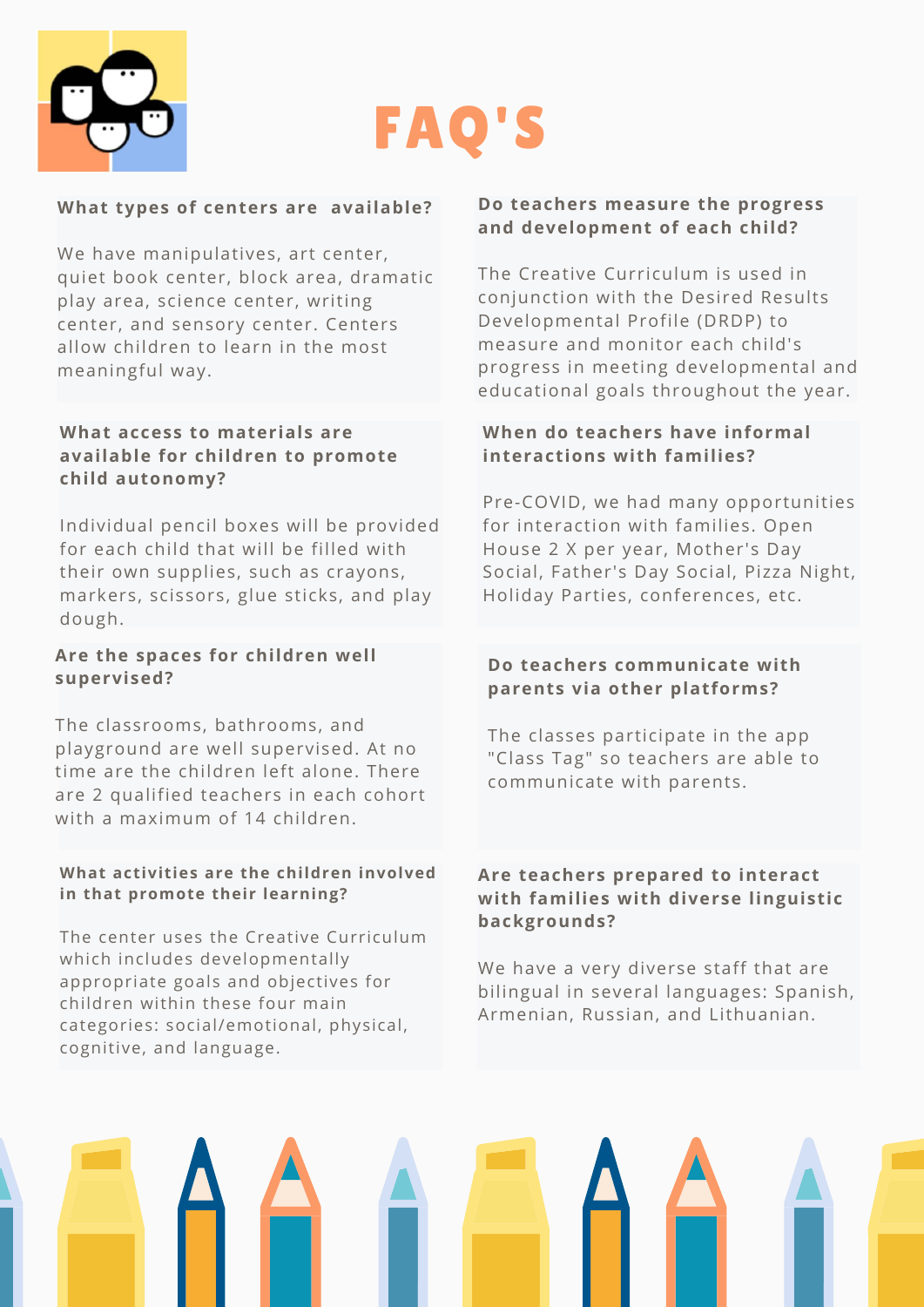# FAQ'S

### What types of centers are available?

We have manipulatives, art center, quiet book center, block area, dramatic play area, science center, writing center, and sensory center. Centers allow children to learn in the most meaningful way.

### What access to materials are available for children to promote child autonomy?

Individual pencil boxes will be provided for each child that will be filled with their own supplies, such as crayons, markers, scissors, glue sticks, and play dough.

### Are the spaces for children well supervised?

The classrooms, bathrooms, and playground are well supervised. At no time are the children left alone. There are 2 qualified teachers in each cohort with a maximum of 14 children.

### What activities are the children involved in that promote their learning?

The center uses the Creative Curriculum which includes developmentally appropriate goals and objectives for children within these four main categories: social/emotional, physical, cognitive, and language.

### Do teachers measure the progress and development of each child?

The Creative Curriculum is used in conjunction with the Desired Results Developmental Profile (DRDP) to measure and monitor each child's progress in meeting developmental and educational goals throughout the year.

### When do teachers have informal interactions with families?

Pre-COVID, we had many opportunities for interaction with families. Open House 2 X per year, Mother's Day Social, Father's Day Social, Pizza Night, Holiday Parties, conferences, etc.

### Do teachers communicate with parents via other platforms?

The classes participate in the app "Class Tag" so teachers are able to communicate with parents.

### Are teachers prepared to interact with families with diverse linguistic backgrounds?

We have a very diverse staff that are bilingual in several languages: Spanish, Armenian, Russian, and Lithuanian.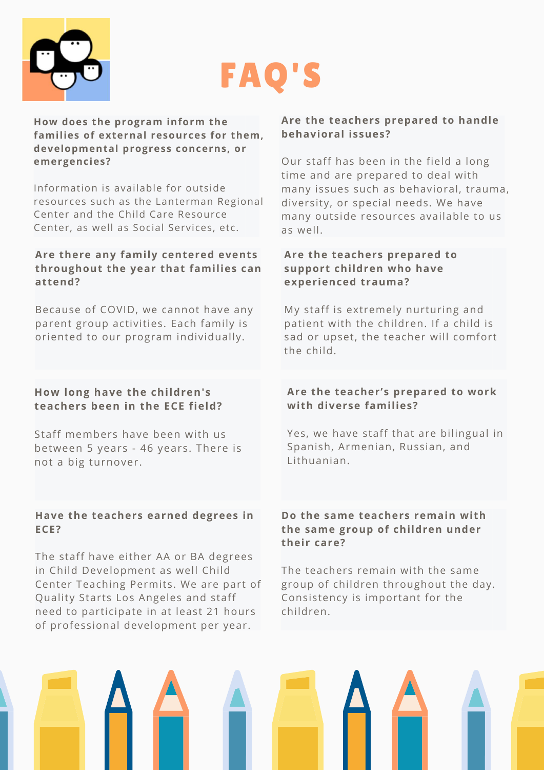# FAQ'S

**How does the program inform the families of external resources for them, developmental progress concerns, or emergencies?**

Information is available for outside resources such as the Lanterman Regional Center and the Child Care Resource Center, as well as Social Services, etc.

**Are there any family centered events throughout the year that families can attend?**

Because of COVID, we cannot have any parent group activities. Each family is oriented to our program individually.

**How long have the children's teachers been in the ECE field?**

Staff members have been with us between 5 years - 46 years. There is not a big turnover.

**Have the teachers earned degrees in ECE?**

The staff have either AA or BA degrees in Child Development as well Child Center Teaching Permits. We are part of Quality Starts Los Angeles and staff need to participate in at least 21 hours of professional development per year.

**Are the teachers prepared to handle behavioral issues?**

Our staff has been in the field a long time and are prepared to deal with many issues such as behavioral, trauma, diversity, or special needs. We have many outside resources available to us as well.

**Are the teachers prepared to support children who have experienced trauma?**

My staff is extremely nurturing and patient with the children. If a child is sad or upset, the teacher will comfort the child.

**Are the teacher's prepared to work with diverse families?**

Yes, we have staff that are bilingual in Spanish, Armenian, Russian, and Lithuanian.

**Do the same teachers remain with the same group of children under their care?**

The teachers remain with the same group of children throughout the day. Consistency is important for the children.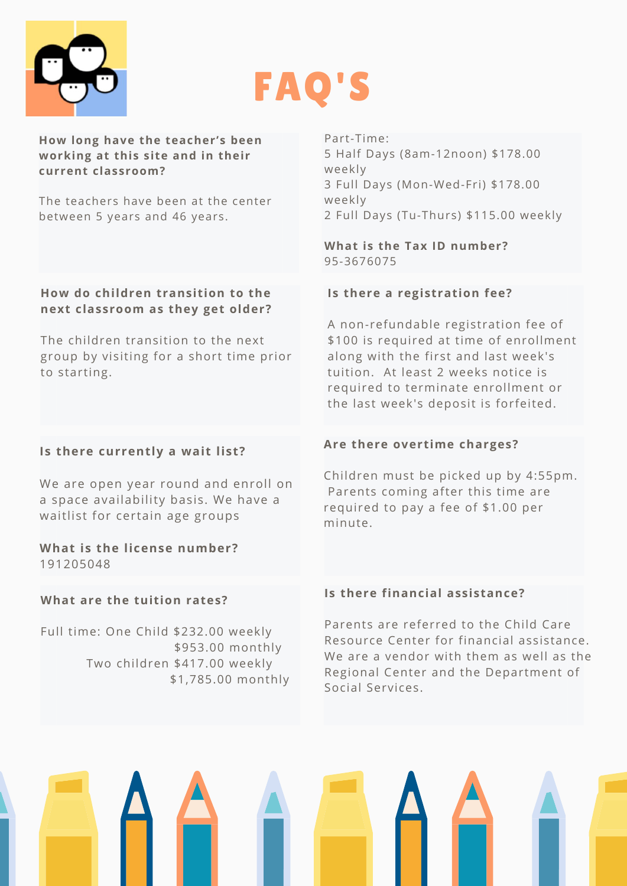# FAQ'S

**How long have the teacher's been working at this site and in their current classroom?**

The teachers have been at the center between 5 years and 46 years.

**How do children transition to the next classroom as they get older?**

The children transition to the next group by visiting for a short time prior to starting.

**Is there currently a wait list?**

We are open year round and enroll on a space availability basis. We have a waitlist for certain age groups

**What is the license number?**
191205048

**What are the tuition rates?**

Full time: One Child $232.00 weekly
$953.00 monthly
Two children $417.00 weekly
$1,785.00 monthly

Part-Time:
5 Half Days (8am-12noon) $178.00 weekly
3 Full Days (Mon-Wed-Fri) $178.00 weekly
2 Full Days (Tu-Thurs) $115.00 weekly

**What is the Tax ID number?**
95-3676075

**Is there a registration fee?**

A non-refundable registration fee of $100 is required at time of enrollment along with the first and last week's tuition. At least 2 weeks notice is required to terminate enrollment or the last week's deposit is forfeited.

**Are there overtime charges?**

Children must be picked up by 4:55pm. Parents coming after this time are required to pay a fee of $1.00 per minute.

**Is there financial assistance?**

Parents are referred to the Child Care Resource Center for financial assistance. We are a vendor with them as well as the Regional Center and the Department of Social Services.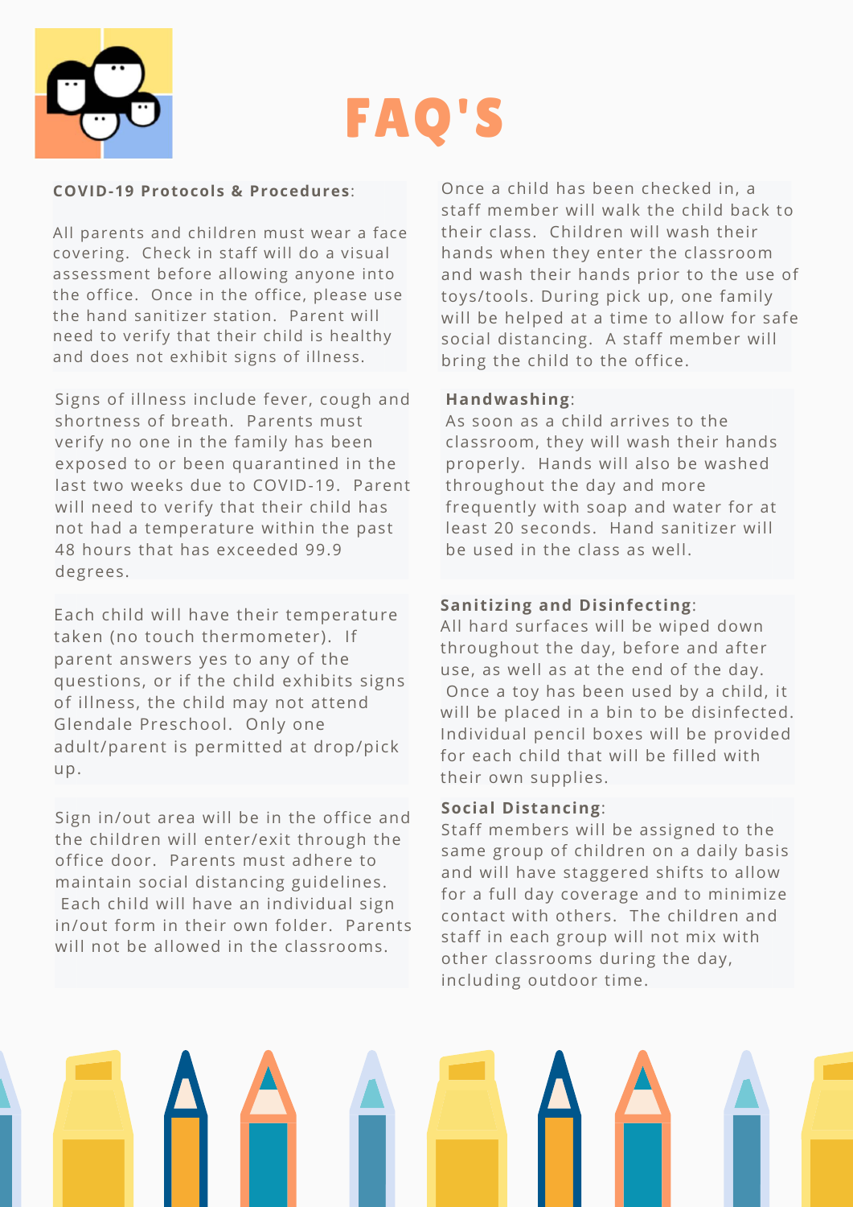# FAQ'S

**COVID-19 Protocols & Procedures**:

All parents and children must wear a face covering. Check in staff will do a visual assessment before allowing anyone into the office. Once in the office, please use the hand sanitizer station. Parent will need to verify that their child is healthy and does not exhibit signs of illness.

Signs of illness include fever, cough and shortness of breath. Parents must verify no one in the family has been exposed to or been quarantined in the last two weeks due to COVID-19. Parent will need to verify that their child has not had a temperature within the past 48 hours that has exceeded 99.9 degrees.

Each child will have their temperature taken (no touch thermometer). If parent answers yes to any of the questions, or if the child exhibits signs of illness, the child may not attend Glendale Preschool. Only one adult/parent is permitted at drop/pick up.

Sign in/out area will be in the office and the children will enter/exit through the office door. Parents must adhere to maintain social distancing guidelines. Each child will have an individual sign in/out form in their own folder. Parents will not be allowed in the classrooms.

Once a child has been checked in, a staff member will walk the child back to their class. Children will wash their hands when they enter the classroom and wash their hands prior to the use of toys/tools. During pick up, one family will be helped at a time to allow for safe social distancing. A staff member will bring the child to the office.

**Handwashing**:
As soon as a child arrives to the classroom, they will wash their hands properly. Hands will also be washed throughout the day and more frequently with soap and water for at least 20 seconds. Hand sanitizer will be used in the class as well.

**Sanitizing and Disinfecting**:
All hard surfaces will be wiped down throughout the day, before and after use, as well as at the end of the day. Once a toy has been used by a child, it will be placed in a bin to be disinfected. Individual pencil boxes will be provided for each child that will be filled with their own supplies.

**Social Distancing**:
Staff members will be assigned to the same group of children on a daily basis and will have staggered shifts to allow for a full day coverage and to minimize contact with others. The children and staff in each group will not mix with other classrooms during the day, including outdoor time.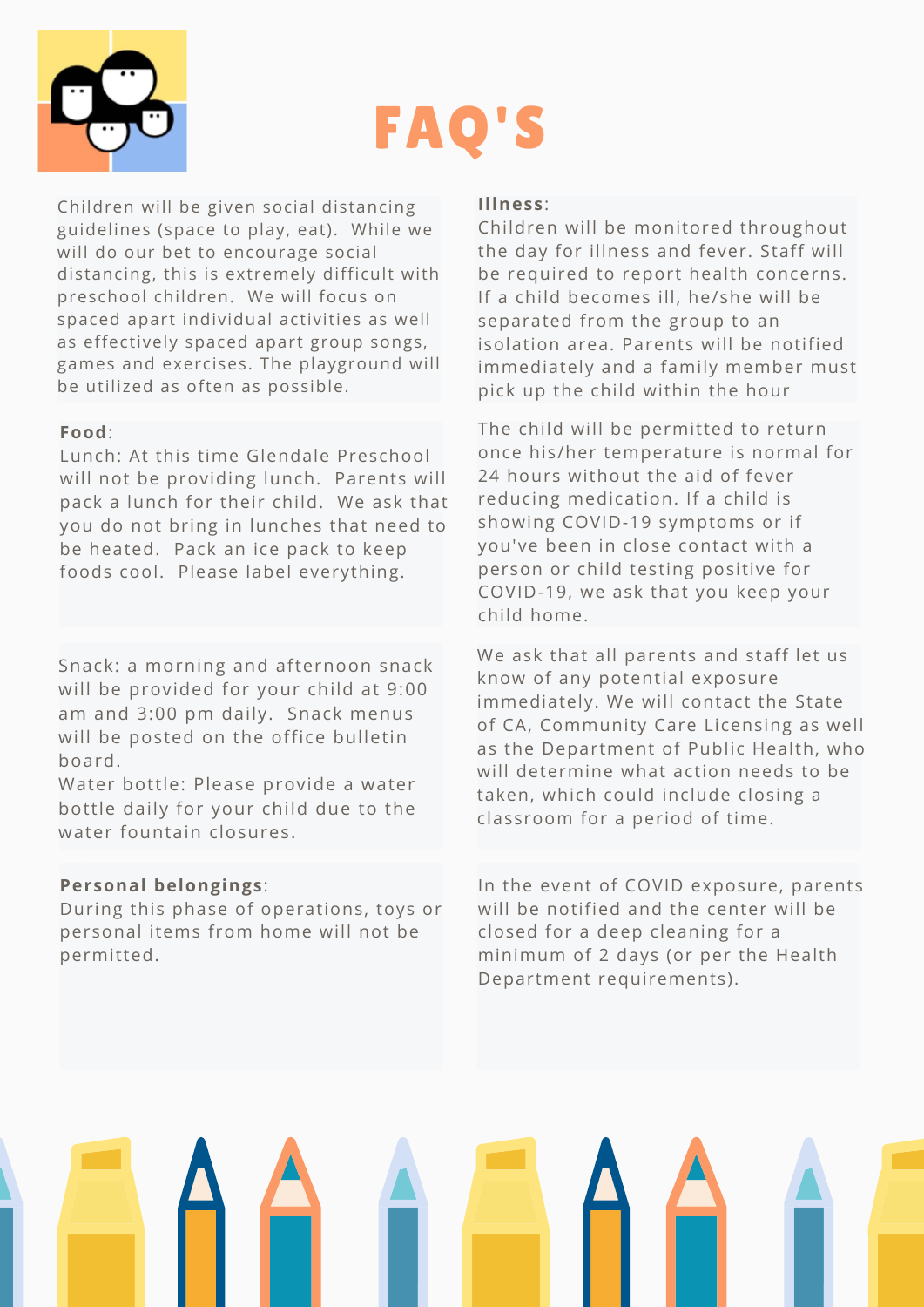# FAQ'S

Children will be given social distancing guidelines (space to play, eat). While we will do our bet to encourage social distancing, this is extremely difficult with preschool children. We will focus on spaced apart individual activities as well as effectively spaced apart group songs, games and exercises. The playground will be utilized as often as possible.

**Food**:
Lunch: At this time Glendale Preschool will not be providing lunch. Parents will pack a lunch for their child. We ask that you do not bring in lunches that need to be heated. Pack an ice pack to keep foods cool. Please label everything.

Snack: a morning and afternoon snack will be provided for your child at 9:00 am and 3:00 pm daily. Snack menus will be posted on the office bulletin board.
Water bottle: Please provide a water bottle daily for your child due to the water fountain closures.

**Personal belongings**:
During this phase of operations, toys or personal items from home will not be permitted.

**Illness**:
Children will be monitored throughout the day for illness and fever. Staff will be required to report health concerns. If a child becomes ill, he/she will be separated from the group to an isolation area. Parents will be notified immediately and a family member must pick up the child within the hour

The child will be permitted to return once his/her temperature is normal for 24 hours without the aid of fever reducing medication. If a child is showing COVID-19 symptoms or if you've been in close contact with a person or child testing positive for COVID-19, we ask that you keep your child home.

We ask that all parents and staff let us know of any potential exposure immediately. We will contact the State of CA, Community Care Licensing as well as the Department of Public Health, who will determine what action needs to be taken, which could include closing a classroom for a period of time.

In the event of COVID exposure, parents will be notified and the center will be closed for a deep cleaning for a minimum of 2 days (or per the Health Department requirements).